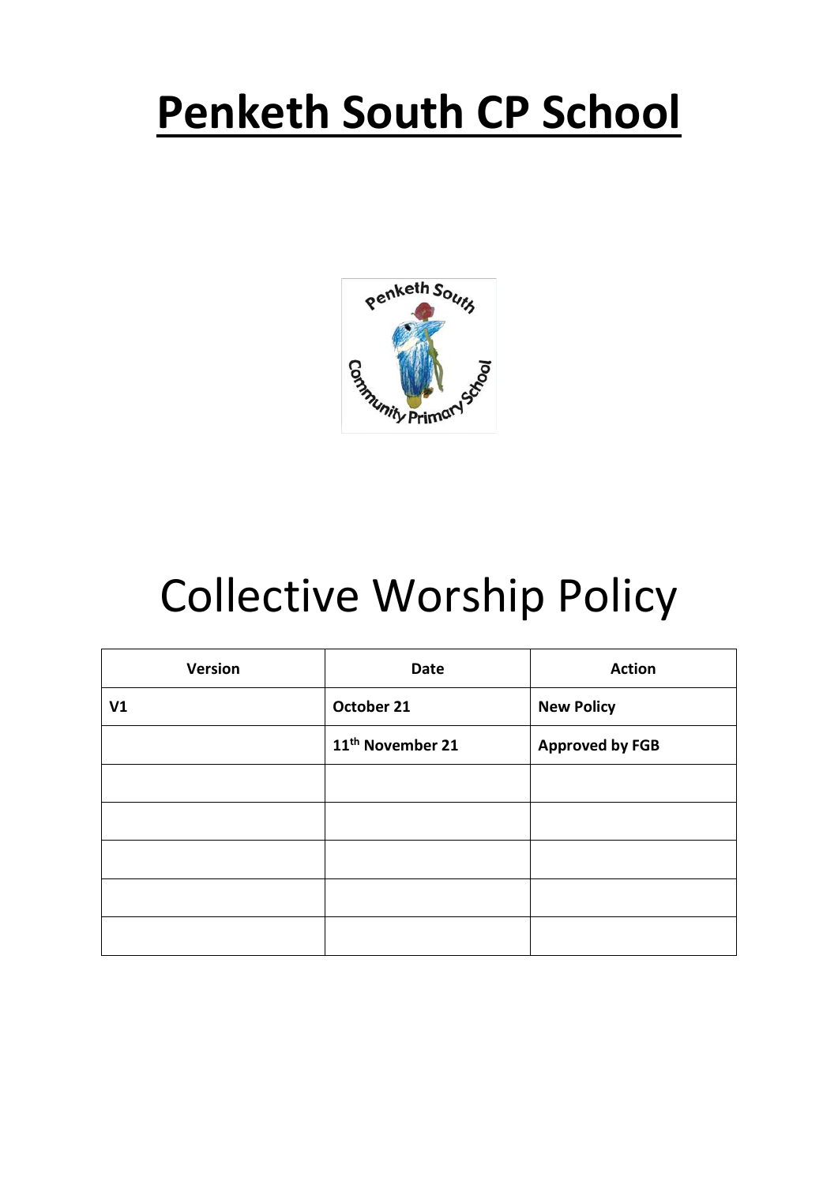# Penketh South CP School

# Collective Worship Policy

| Version | Date | Action |
|---|---|---|
| **V1** | **October 21** | **New Policy** |
| | **11th November 21** | **Approved by FGB** |
| | | |
| | | |
| | | |
| | | |
| | | |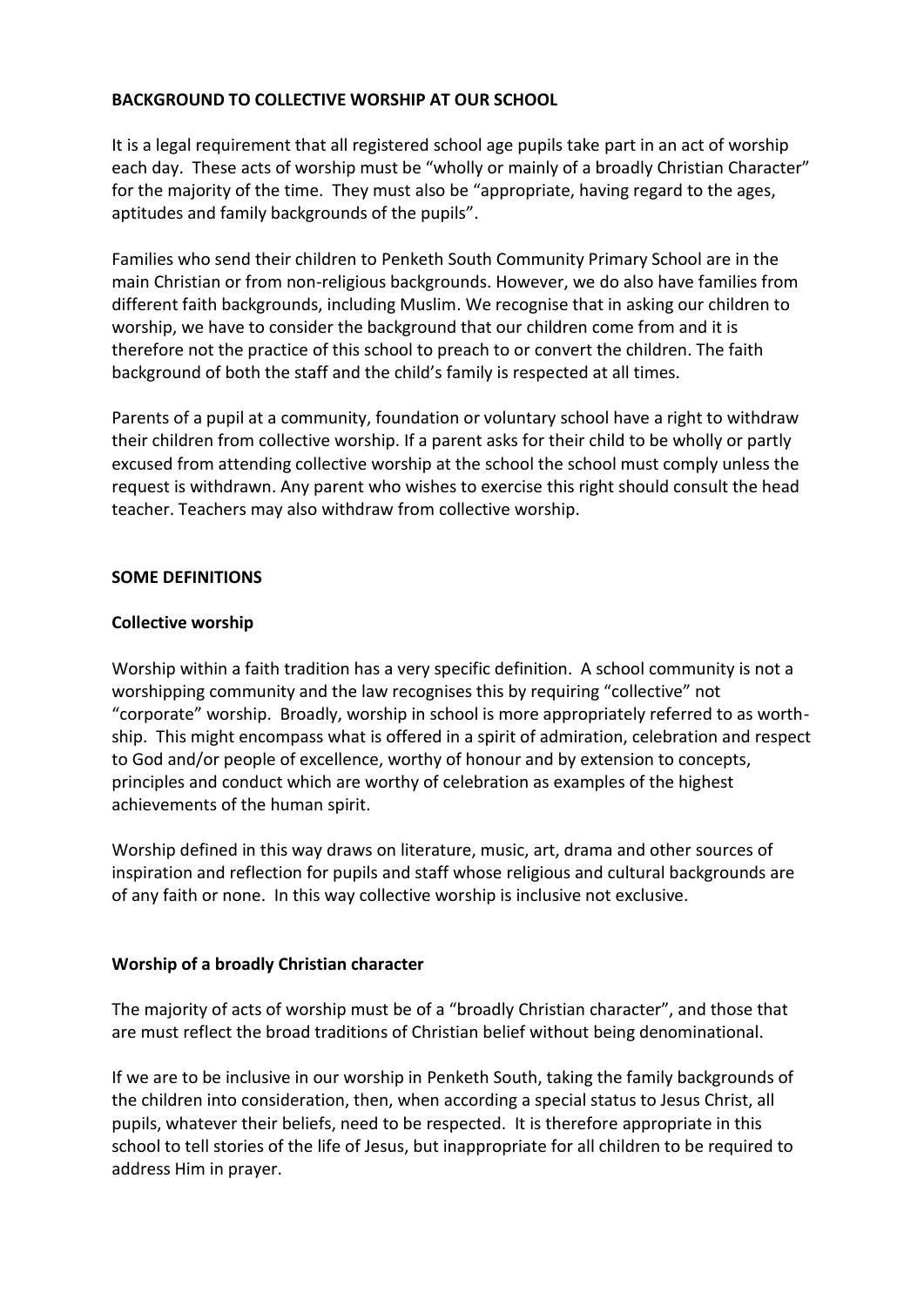**BACKGROUND TO COLLECTIVE WORSHIP AT OUR SCHOOL**

It is a legal requirement that all registered school age pupils take part in an act of worship each day. These acts of worship must be "wholly or mainly of a broadly Christian Character" for the majority of the time. They must also be "appropriate, having regard to the ages, aptitudes and family backgrounds of the pupils".

Families who send their children to Penketh South Community Primary School are in the main Christian or from non-religious backgrounds. However, we do also have families from different faith backgrounds, including Muslim. We recognise that in asking our children to worship, we have to consider the background that our children come from and it is therefore not the practice of this school to preach to or convert the children. The faith background of both the staff and the child's family is respected at all times.

Parents of a pupil at a community, foundation or voluntary school have a right to withdraw their children from collective worship. If a parent asks for their child to be wholly or partly excused from attending collective worship at the school the school must comply unless the request is withdrawn. Any parent who wishes to exercise this right should consult the head teacher. Teachers may also withdraw from collective worship.

**SOME DEFINITIONS**

**Collective worship**

Worship within a faith tradition has a very specific definition. A school community is not a worshipping community and the law recognises this by requiring "collective" not "corporate" worship. Broadly, worship in school is more appropriately referred to as worth-ship. This might encompass what is offered in a spirit of admiration, celebration and respect to God and/or people of excellence, worthy of honour and by extension to concepts, principles and conduct which are worthy of celebration as examples of the highest achievements of the human spirit.

Worship defined in this way draws on literature, music, art, drama and other sources of inspiration and reflection for pupils and staff whose religious and cultural backgrounds are of any faith or none. In this way collective worship is inclusive not exclusive.

**Worship of a broadly Christian character**

The majority of acts of worship must be of a "broadly Christian character", and those that are must reflect the broad traditions of Christian belief without being denominational.

If we are to be inclusive in our worship in Penketh South, taking the family backgrounds of the children into consideration, then, when according a special status to Jesus Christ, all pupils, whatever their beliefs, need to be respected. It is therefore appropriate in this school to tell stories of the life of Jesus, but inappropriate for all children to be required to address Him in prayer.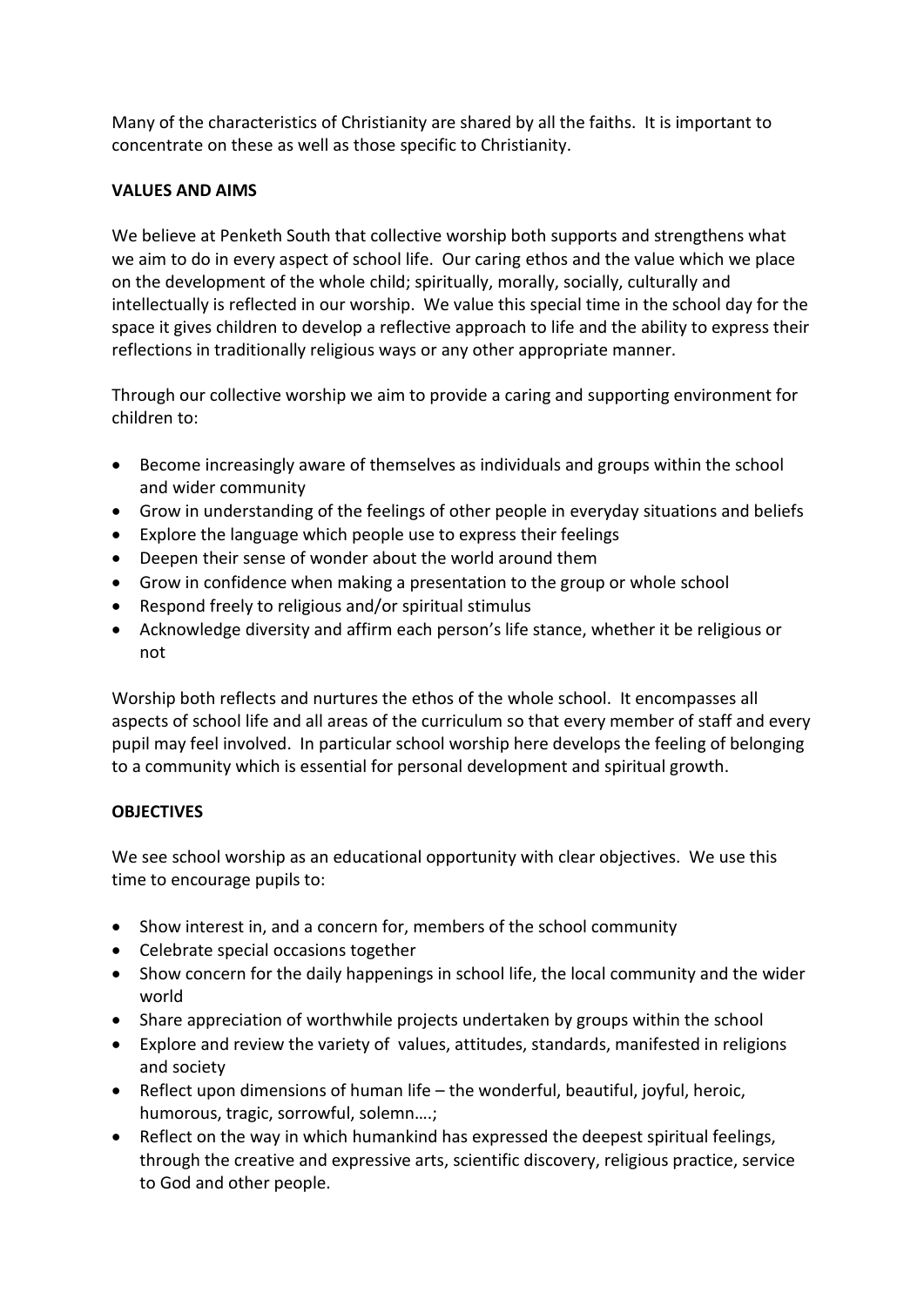Many of the characteristics of Christianity are shared by all the faiths. It is important to concentrate on these as well as those specific to Christianity.

**VALUES AND AIMS**

We believe at Penketh South that collective worship both supports and strengthens what we aim to do in every aspect of school life. Our caring ethos and the value which we place on the development of the whole child; spiritually, morally, socially, culturally and intellectually is reflected in our worship. We value this special time in the school day for the space it gives children to develop a reflective approach to life and the ability to express their reflections in traditionally religious ways or any other appropriate manner.

Through our collective worship we aim to provide a caring and supporting environment for children to:

- Become increasingly aware of themselves as individuals and groups within the school and wider community
- Grow in understanding of the feelings of other people in everyday situations and beliefs
- Explore the language which people use to express their feelings
- Deepen their sense of wonder about the world around them
- Grow in confidence when making a presentation to the group or whole school
- Respond freely to religious and/or spiritual stimulus
- Acknowledge diversity and affirm each person's life stance, whether it be religious or not

Worship both reflects and nurtures the ethos of the whole school. It encompasses all aspects of school life and all areas of the curriculum so that every member of staff and every pupil may feel involved. In particular school worship here develops the feeling of belonging to a community which is essential for personal development and spiritual growth.

**OBJECTIVES**

We see school worship as an educational opportunity with clear objectives. We use this time to encourage pupils to:

- Show interest in, and a concern for, members of the school community
- Celebrate special occasions together
- Show concern for the daily happenings in school life, the local community and the wider world
- Share appreciation of worthwhile projects undertaken by groups within the school
- Explore and review the variety of values, attitudes, standards, manifested in religions and society
- Reflect upon dimensions of human life – the wonderful, beautiful, joyful, heroic, humorous, tragic, sorrowful, solemn….;
- Reflect on the way in which humankind has expressed the deepest spiritual feelings, through the creative and expressive arts, scientific discovery, religious practice, service to God and other people.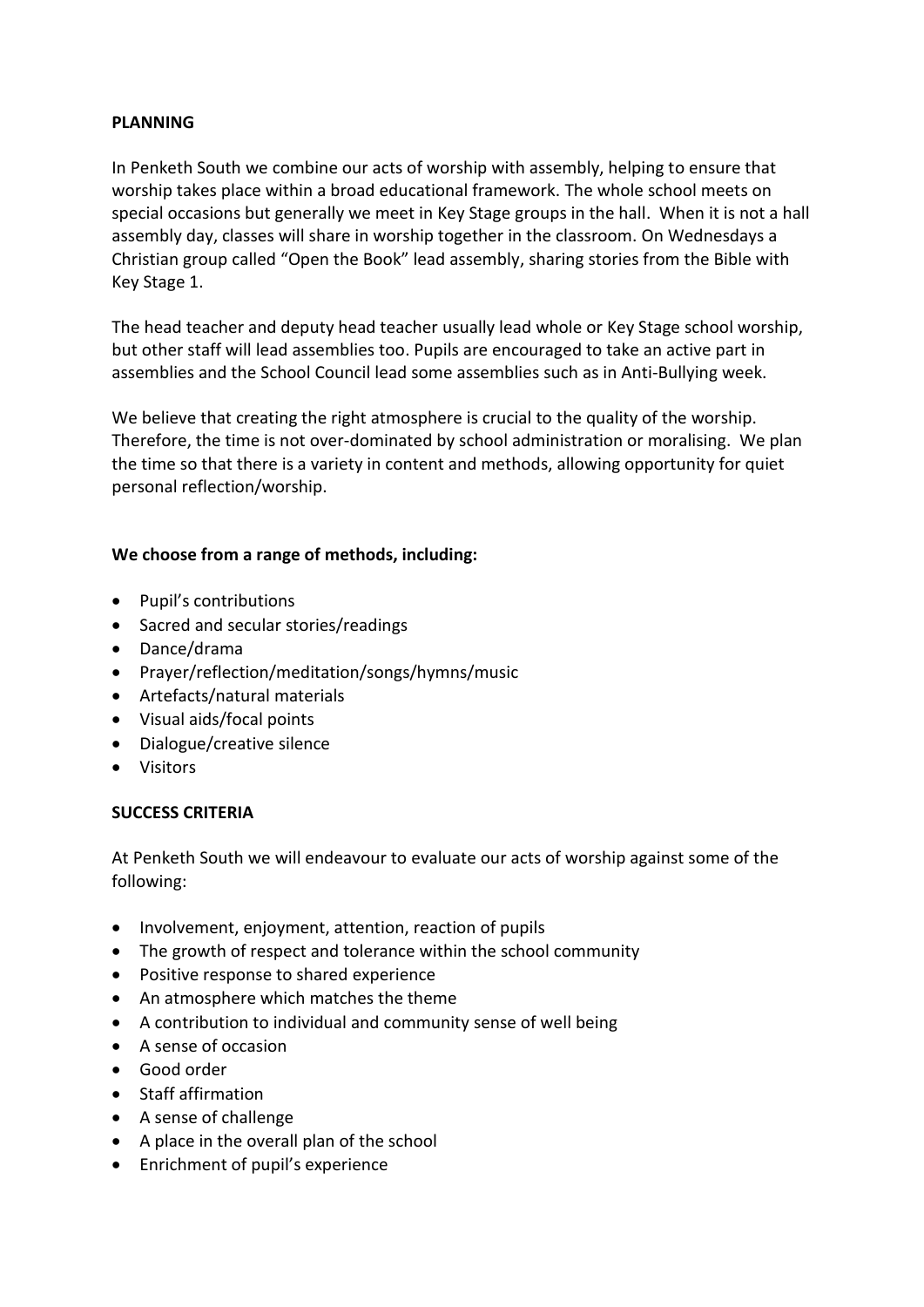**PLANNING**

In Penketh South we combine our acts of worship with assembly, helping to ensure that worship takes place within a broad educational framework. The whole school meets on special occasions but generally we meet in Key Stage groups in the hall. When it is not a hall assembly day, classes will share in worship together in the classroom. On Wednesdays a Christian group called "Open the Book" lead assembly, sharing stories from the Bible with Key Stage 1.

The head teacher and deputy head teacher usually lead whole or Key Stage school worship, but other staff will lead assemblies too. Pupils are encouraged to take an active part in assemblies and the School Council lead some assemblies such as in Anti-Bullying week.

We believe that creating the right atmosphere is crucial to the quality of the worship. Therefore, the time is not over-dominated by school administration or moralising. We plan the time so that there is a variety in content and methods, allowing opportunity for quiet personal reflection/worship.

**We choose from a range of methods, including:**

- Pupil's contributions
- Sacred and secular stories/readings
- Dance/drama
- Prayer/reflection/meditation/songs/hymns/music
- Artefacts/natural materials
- Visual aids/focal points
- Dialogue/creative silence
- Visitors

**SUCCESS CRITERIA**

At Penketh South we will endeavour to evaluate our acts of worship against some of the following:

- Involvement, enjoyment, attention, reaction of pupils
- The growth of respect and tolerance within the school community
- Positive response to shared experience
- An atmosphere which matches the theme
- A contribution to individual and community sense of well being
- A sense of occasion
- Good order
- Staff affirmation
- A sense of challenge
- A place in the overall plan of the school
- Enrichment of pupil's experience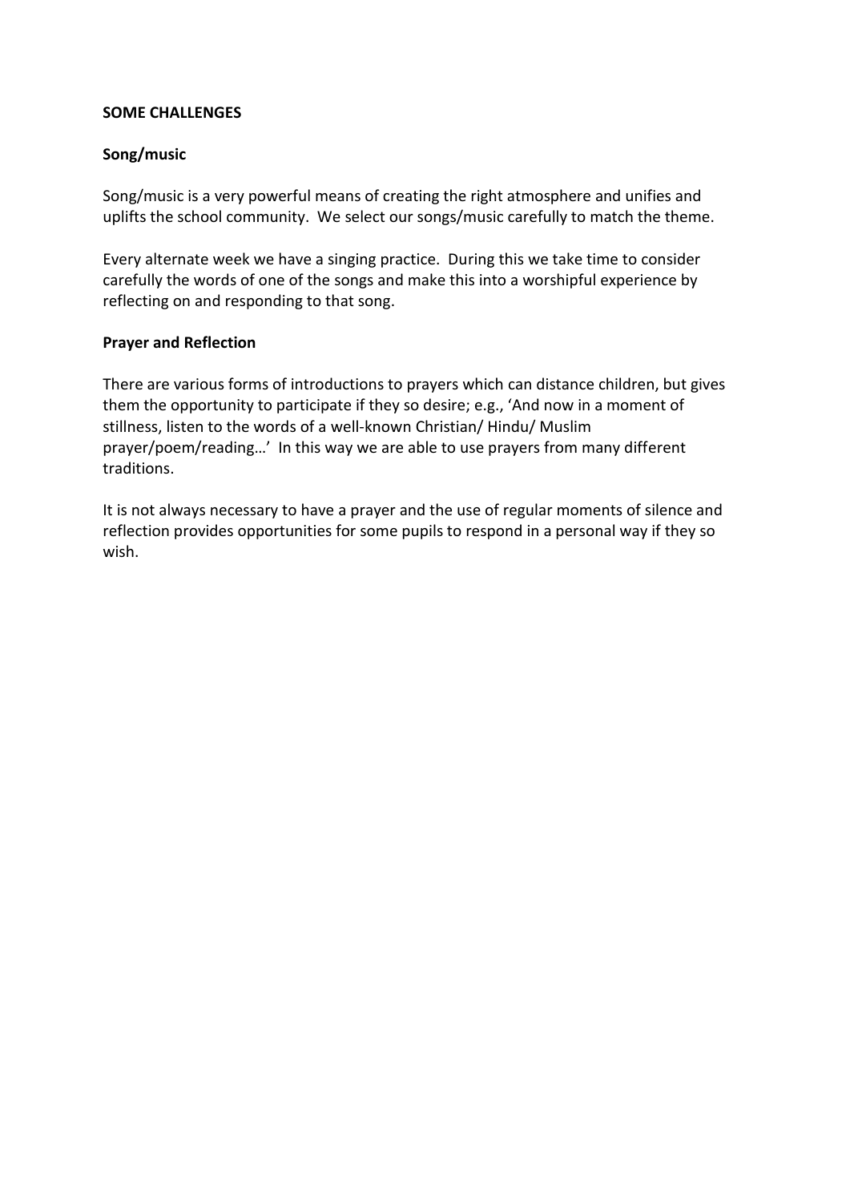## SOME CHALLENGES

### Song/music

Song/music is a very powerful means of creating the right atmosphere and unifies and uplifts the school community. We select our songs/music carefully to match the theme.

Every alternate week we have a singing practice. During this we take time to consider carefully the words of one of the songs and make this into a worshipful experience by reflecting on and responding to that song.

### Prayer and Reflection

There are various forms of introductions to prayers which can distance children, but gives them the opportunity to participate if they so desire; e.g., 'And now in a moment of stillness, listen to the words of a well-known Christian/ Hindu/ Muslim prayer/poem/reading…' In this way we are able to use prayers from many different traditions.

It is not always necessary to have a prayer and the use of regular moments of silence and reflection provides opportunities for some pupils to respond in a personal way if they so wish.